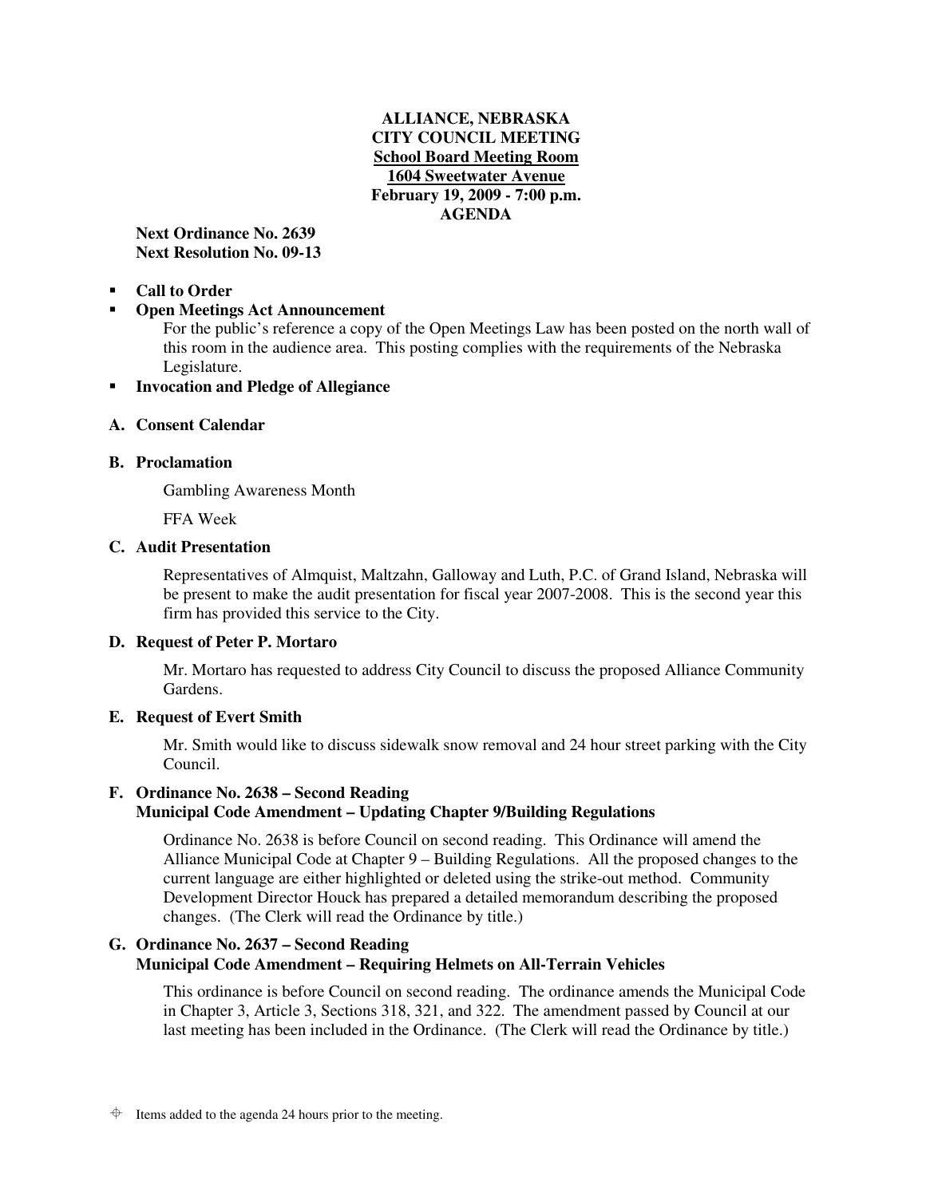# ALLIANCE, NEBRASKA
## CITY COUNCIL MEETING
**School Board Meeting Room**
**1604 Sweetwater Avenue**
**February 19, 2009 - 7:00 p.m.**
**AGENDA**

**Next Ordinance No. 2639**
**Next Resolution No. 09-13**

- **Call to Order**
- **Open Meetings Act Announcement**

  For the public's reference a copy of the Open Meetings Law has been posted on the north wall of this room in the audience area. This posting complies with the requirements of the Nebraska Legislature.
- **Invocation and Pledge of Allegiance**

**A. Consent Calendar**

**B. Proclamation**

Gambling Awareness Month

FFA Week

**C. Audit Presentation**

Representatives of Almquist, Maltzahn, Galloway and Luth, P.C. of Grand Island, Nebraska will be present to make the audit presentation for fiscal year 2007-2008. This is the second year this firm has provided this service to the City.

**D. Request of Peter P. Mortaro**

Mr. Mortaro has requested to address City Council to discuss the proposed Alliance Community Gardens.

**E. Request of Evert Smith**

Mr. Smith would like to discuss sidewalk snow removal and 24 hour street parking with the City Council.

**F. Ordinance No. 2638 – Second Reading**
**Municipal Code Amendment – Updating Chapter 9/Building Regulations**

Ordinance No. 2638 is before Council on second reading. This Ordinance will amend the Alliance Municipal Code at Chapter 9 – Building Regulations. All the proposed changes to the current language are either highlighted or deleted using the strike-out method. Community Development Director Houck has prepared a detailed memorandum describing the proposed changes. (The Clerk will read the Ordinance by title.)

**G. Ordinance No. 2637 – Second Reading**
**Municipal Code Amendment – Requiring Helmets on All-Terrain Vehicles**

This ordinance is before Council on second reading. The ordinance amends the Municipal Code in Chapter 3, Article 3, Sections 318, 321, and 322. The amendment passed by Council at our last meeting has been included in the Ordinance. (The Clerk will read the Ordinance by title.)

⌖ Items added to the agenda 24 hours prior to the meeting.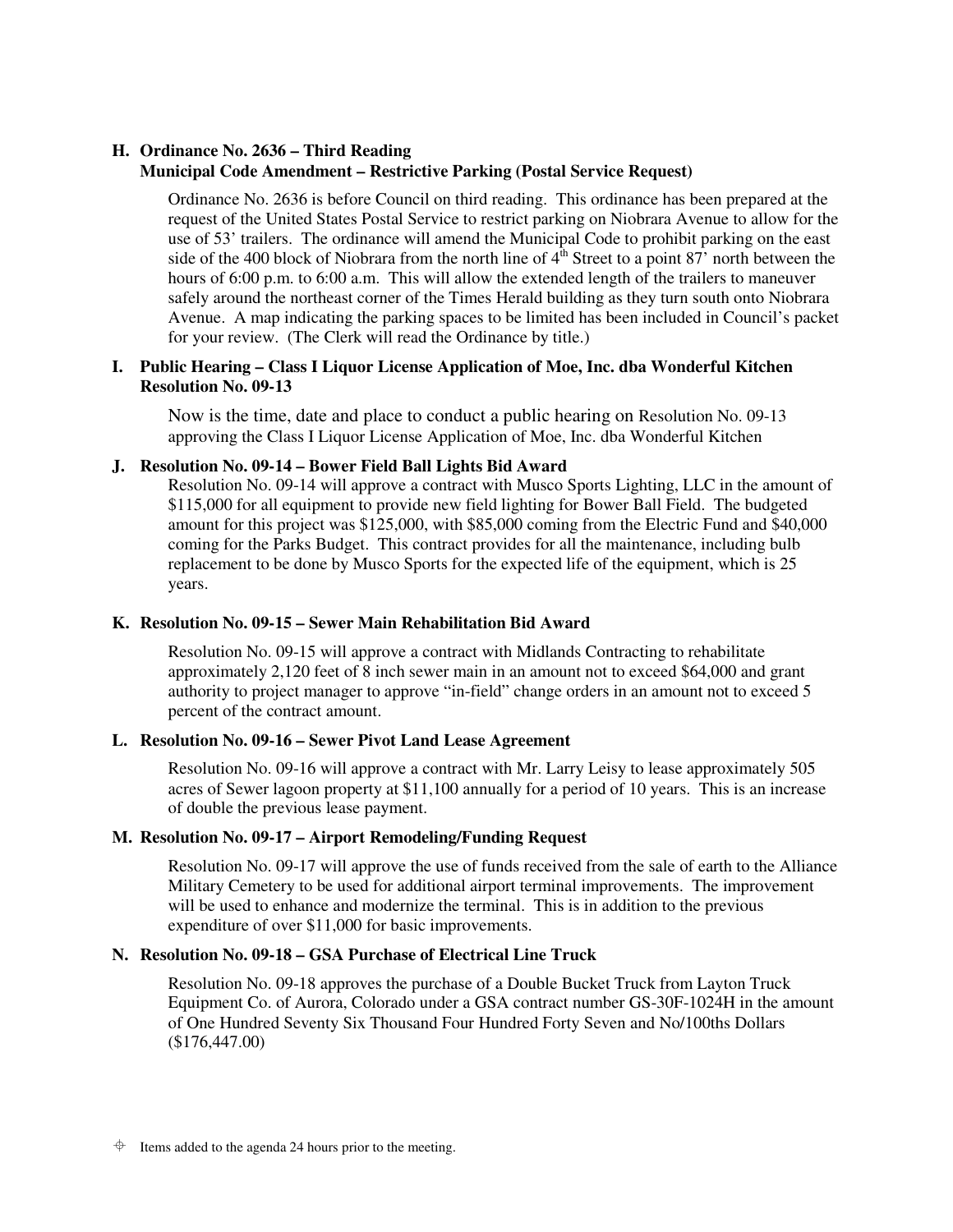**H. Ordinance No. 2636 – Third Reading**
**Municipal Code Amendment – Restrictive Parking (Postal Service Request)**

Ordinance No. 2636 is before Council on third reading. This ordinance has been prepared at the request of the United States Postal Service to restrict parking on Niobrara Avenue to allow for the use of 53' trailers. The ordinance will amend the Municipal Code to prohibit parking on the east side of the 400 block of Niobrara from the north line of 4th Street to a point 87' north between the hours of 6:00 p.m. to 6:00 a.m. This will allow the extended length of the trailers to maneuver safely around the northeast corner of the Times Herald building as they turn south onto Niobrara Avenue. A map indicating the parking spaces to be limited has been included in Council's packet for your review. (The Clerk will read the Ordinance by title.)

**I. Public Hearing – Class I Liquor License Application of Moe, Inc. dba Wonderful Kitchen Resolution No. 09-13**

Now is the time, date and place to conduct a public hearing on Resolution No. 09-13 approving the Class I Liquor License Application of Moe, Inc. dba Wonderful Kitchen

**J. Resolution No. 09-14 – Bower Field Ball Lights Bid Award**

Resolution No. 09-14 will approve a contract with Musco Sports Lighting, LLC in the amount of $115,000 for all equipment to provide new field lighting for Bower Ball Field. The budgeted amount for this project was $125,000, with $85,000 coming from the Electric Fund and $40,000 coming for the Parks Budget. This contract provides for all the maintenance, including bulb replacement to be done by Musco Sports for the expected life of the equipment, which is 25 years.

**K. Resolution No. 09-15 – Sewer Main Rehabilitation Bid Award**

Resolution No. 09-15 will approve a contract with Midlands Contracting to rehabilitate approximately 2,120 feet of 8 inch sewer main in an amount not to exceed $64,000 and grant authority to project manager to approve "in-field" change orders in an amount not to exceed 5 percent of the contract amount.

**L. Resolution No. 09-16 – Sewer Pivot Land Lease Agreement**

Resolution No. 09-16 will approve a contract with Mr. Larry Leisy to lease approximately 505 acres of Sewer lagoon property at $11,100 annually for a period of 10 years. This is an increase of double the previous lease payment.

**M. Resolution No. 09-17 – Airport Remodeling/Funding Request**

Resolution No. 09-17 will approve the use of funds received from the sale of earth to the Alliance Military Cemetery to be used for additional airport terminal improvements. The improvement will be used to enhance and modernize the terminal. This is in addition to the previous expenditure of over $11,000 for basic improvements.

**N. Resolution No. 09-18 – GSA Purchase of Electrical Line Truck**

Resolution No. 09-18 approves the purchase of a Double Bucket Truck from Layton Truck Equipment Co. of Aurora, Colorado under a GSA contract number GS-30F-1024H in the amount of One Hundred Seventy Six Thousand Four Hundred Forty Seven and No/100ths Dollars ($176,447.00)

⌖ Items added to the agenda 24 hours prior to the meeting.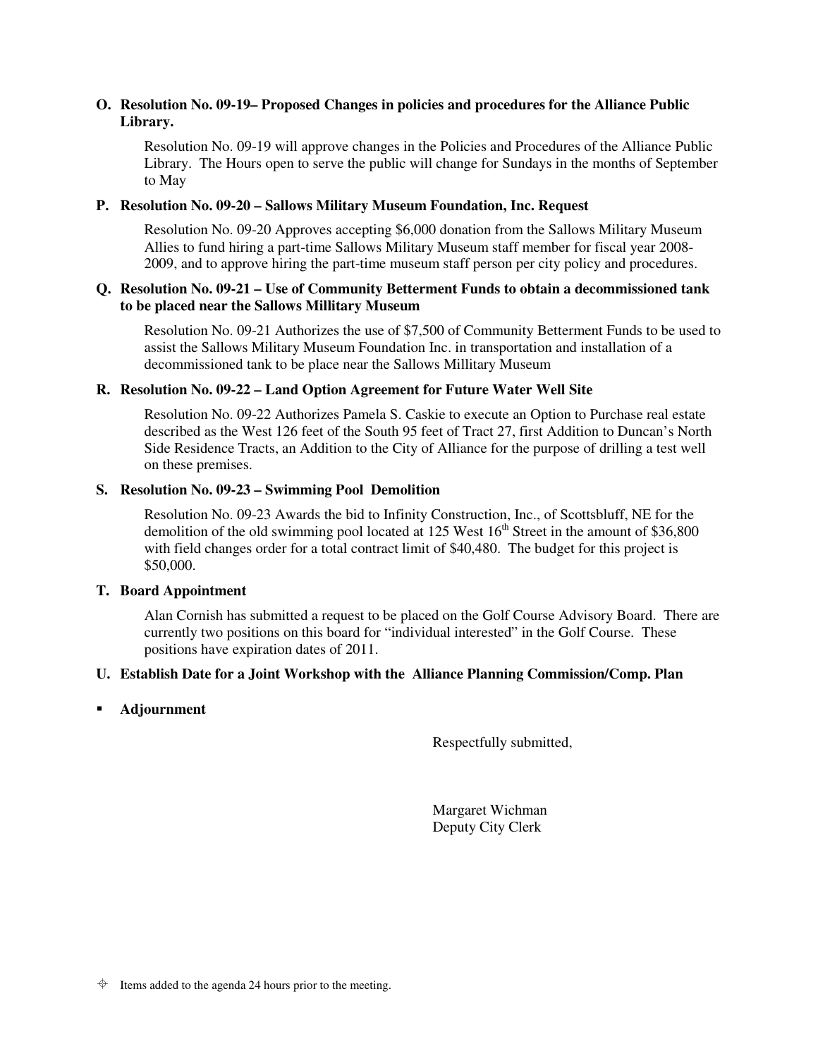**O. Resolution No. 09-19– Proposed Changes in policies and procedures for the Alliance Public Library.**

Resolution No. 09-19 will approve changes in the Policies and Procedures of the Alliance Public Library. The Hours open to serve the public will change for Sundays in the months of September to May

**P. Resolution No. 09-20 – Sallows Military Museum Foundation, Inc. Request**

Resolution No. 09-20 Approves accepting $6,000 donation from the Sallows Military Museum Allies to fund hiring a part-time Sallows Military Museum staff member for fiscal year 2008-2009, and to approve hiring the part-time museum staff person per city policy and procedures.

**Q. Resolution No. 09-21 – Use of Community Betterment Funds to obtain a decommissioned tank to be placed near the Sallows Millitary Museum**

Resolution No. 09-21 Authorizes the use of $7,500 of Community Betterment Funds to be used to assist the Sallows Military Museum Foundation Inc. in transportation and installation of a decommissioned tank to be place near the Sallows Millitary Museum

**R. Resolution No. 09-22 – Land Option Agreement for Future Water Well Site**

Resolution No. 09-22 Authorizes Pamela S. Caskie to execute an Option to Purchase real estate described as the West 126 feet of the South 95 feet of Tract 27, first Addition to Duncan's North Side Residence Tracts, an Addition to the City of Alliance for the purpose of drilling a test well on these premises.

**S. Resolution No. 09-23 – Swimming Pool Demolition**

Resolution No. 09-23 Awards the bid to Infinity Construction, Inc., of Scottsbluff, NE for the demolition of the old swimming pool located at 125 West 16th Street in the amount of $36,800 with field changes order for a total contract limit of $40,480. The budget for this project is $50,000.

**T. Board Appointment**

Alan Cornish has submitted a request to be placed on the Golf Course Advisory Board. There are currently two positions on this board for "individual interested" in the Golf Course. These positions have expiration dates of 2011.

**U. Establish Date for a Joint Workshop with the Alliance Planning Commission/Comp. Plan**

- **Adjournment**

Respectfully submitted,

Margaret Wichman
Deputy City Clerk

⌖ Items added to the agenda 24 hours prior to the meeting.